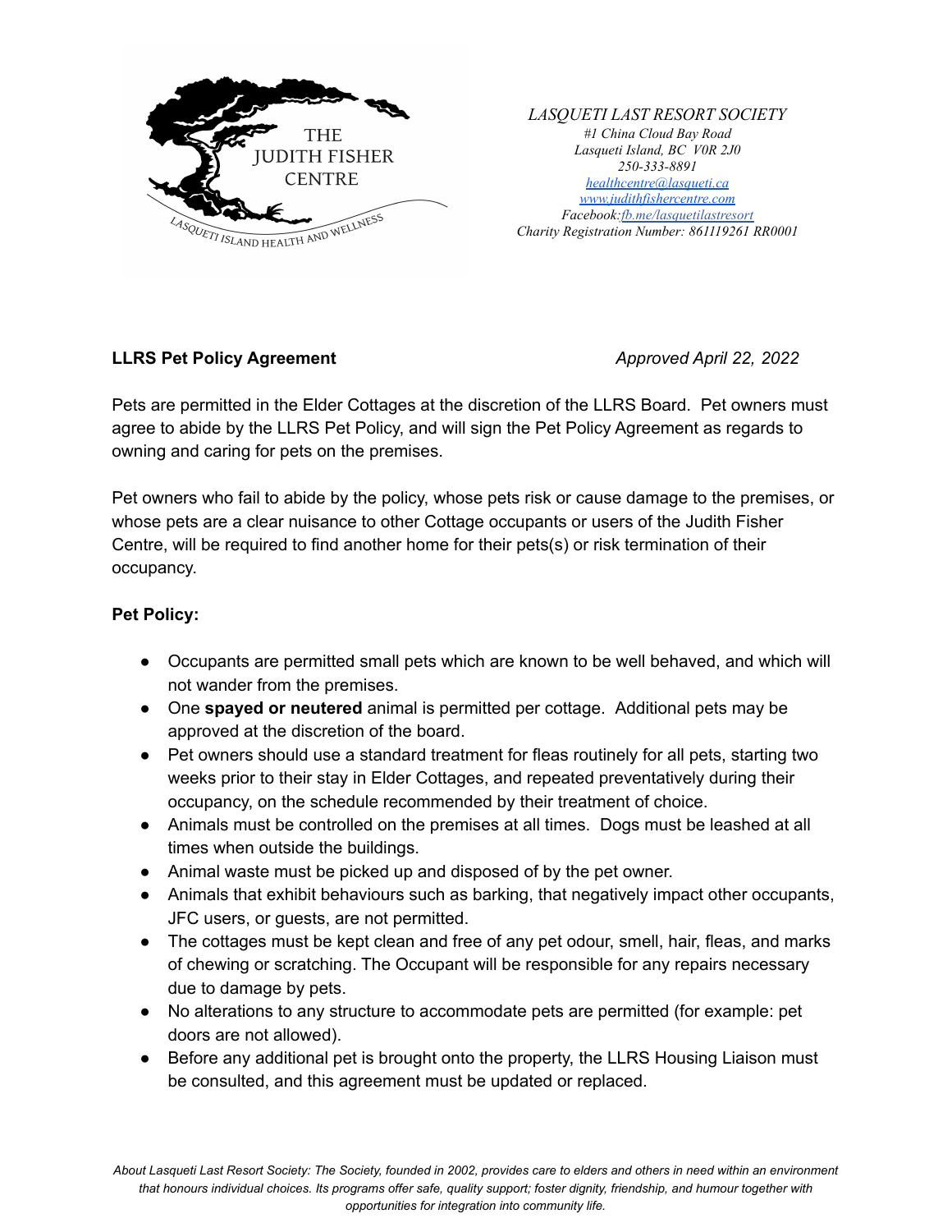THE JUDITH FISHER CENTRE

LASQUETI ISLAND HEALTH AND WELLNESS

*LASQUETI LAST RESORT SOCIETY*
*#1 China Cloud Bay Road*
*Lasqueti Island, BC V0R 2J0*
*250-333-8891*
*healthcentre@lasqueti.ca*
*www.judithfishercentre.com*
*Facebook:fb.me/lasquetilastresort*
*Charity Registration Number: 861119261 RR0001*

**LLRS Pet Policy Agreement** *Approved April 22, 2022*

Pets are permitted in the Elder Cottages at the discretion of the LLRS Board. Pet owners must agree to abide by the LLRS Pet Policy, and will sign the Pet Policy Agreement as regards to owning and caring for pets on the premises.

Pet owners who fail to abide by the policy, whose pets risk or cause damage to the premises, or whose pets are a clear nuisance to other Cottage occupants or users of the Judith Fisher Centre, will be required to find another home for their pets(s) or risk termination of their occupancy.

**Pet Policy:**

- Occupants are permitted small pets which are known to be well behaved, and which will not wander from the premises.
- One **spayed or neutered** animal is permitted per cottage. Additional pets may be approved at the discretion of the board.
- Pet owners should use a standard treatment for fleas routinely for all pets, starting two weeks prior to their stay in Elder Cottages, and repeated preventatively during their occupancy, on the schedule recommended by their treatment of choice.
- Animals must be controlled on the premises at all times. Dogs must be leashed at all times when outside the buildings.
- Animal waste must be picked up and disposed of by the pet owner.
- Animals that exhibit behaviours such as barking, that negatively impact other occupants, JFC users, or guests, are not permitted.
- The cottages must be kept clean and free of any pet odour, smell, hair, fleas, and marks of chewing or scratching. The Occupant will be responsible for any repairs necessary due to damage by pets.
- No alterations to any structure to accommodate pets are permitted (for example: pet doors are not allowed).
- Before any additional pet is brought onto the property, the LLRS Housing Liaison must be consulted, and this agreement must be updated or replaced.

*About Lasqueti Last Resort Society: The Society, founded in 2002, provides care to elders and others in need within an environment that honours individual choices. Its programs offer safe, quality support; foster dignity, friendship, and humour together with opportunities for integration into community life.*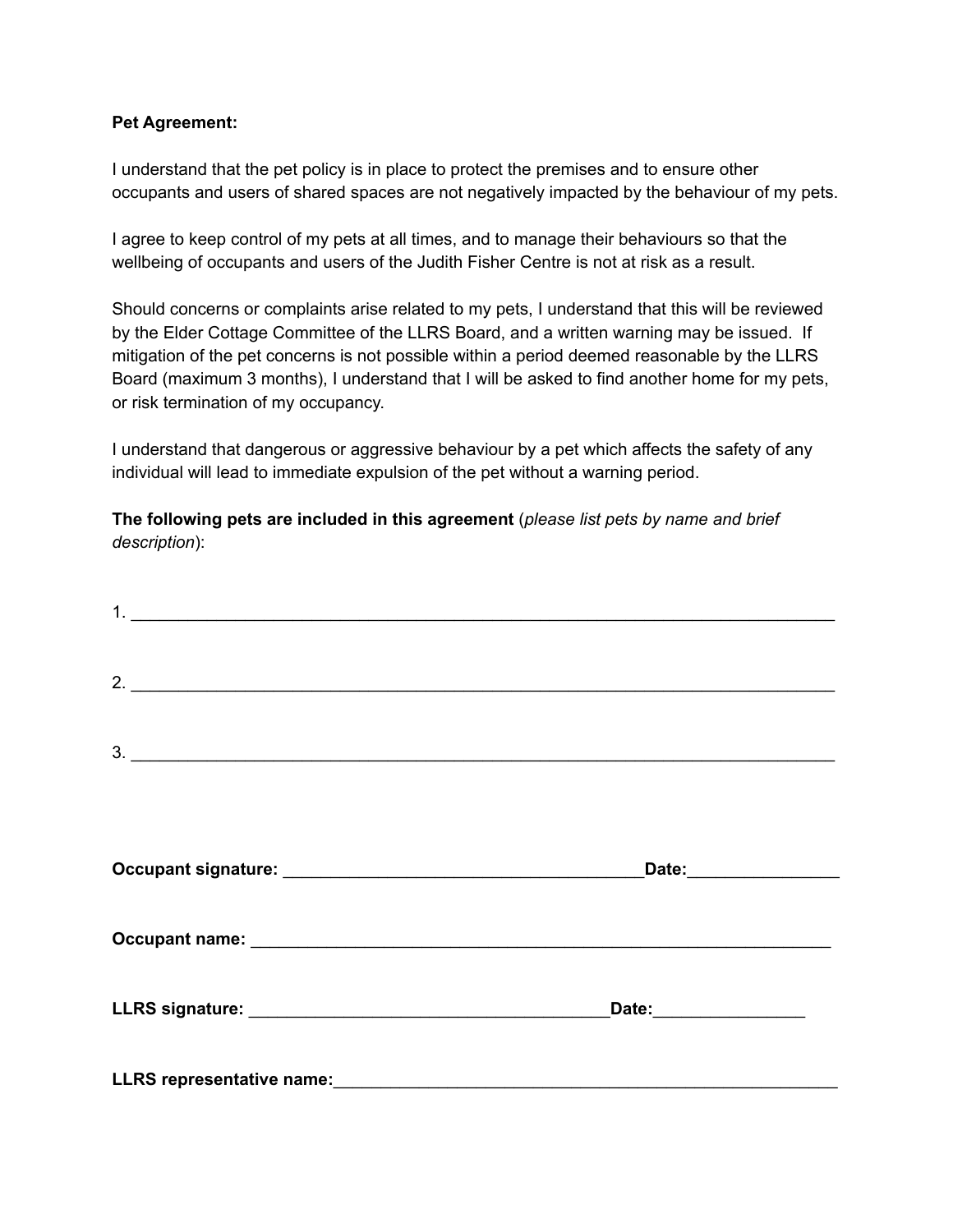**Pet Agreement:**

I understand that the pet policy is in place to protect the premises and to ensure other occupants and users of shared spaces are not negatively impacted by the behaviour of my pets.

I agree to keep control of my pets at all times, and to manage their behaviours so that the wellbeing of occupants and users of the Judith Fisher Centre is not at risk as a result.

Should concerns or complaints arise related to my pets, I understand that this will be reviewed by the Elder Cottage Committee of the LLRS Board, and a written warning may be issued. If mitigation of the pet concerns is not possible within a period deemed reasonable by the LLRS Board (maximum 3 months), I understand that I will be asked to find another home for my pets, or risk termination of my occupancy.

I understand that dangerous or aggressive behaviour by a pet which affects the safety of any individual will lead to immediate expulsion of the pet without a warning period.

**The following pets are included in this agreement** (*please list pets by name and brief description*):

1. ___________________________________________________________________________

2. ___________________________________________________________________________

3. ___________________________________________________________________________

**Occupant signature:** ________________________________________**Date:**________________

**Occupant name:** ________________________________________________________________

**LLRS signature:** ________________________________________**Date:**________________

**LLRS representative name:**_______________________________________________________